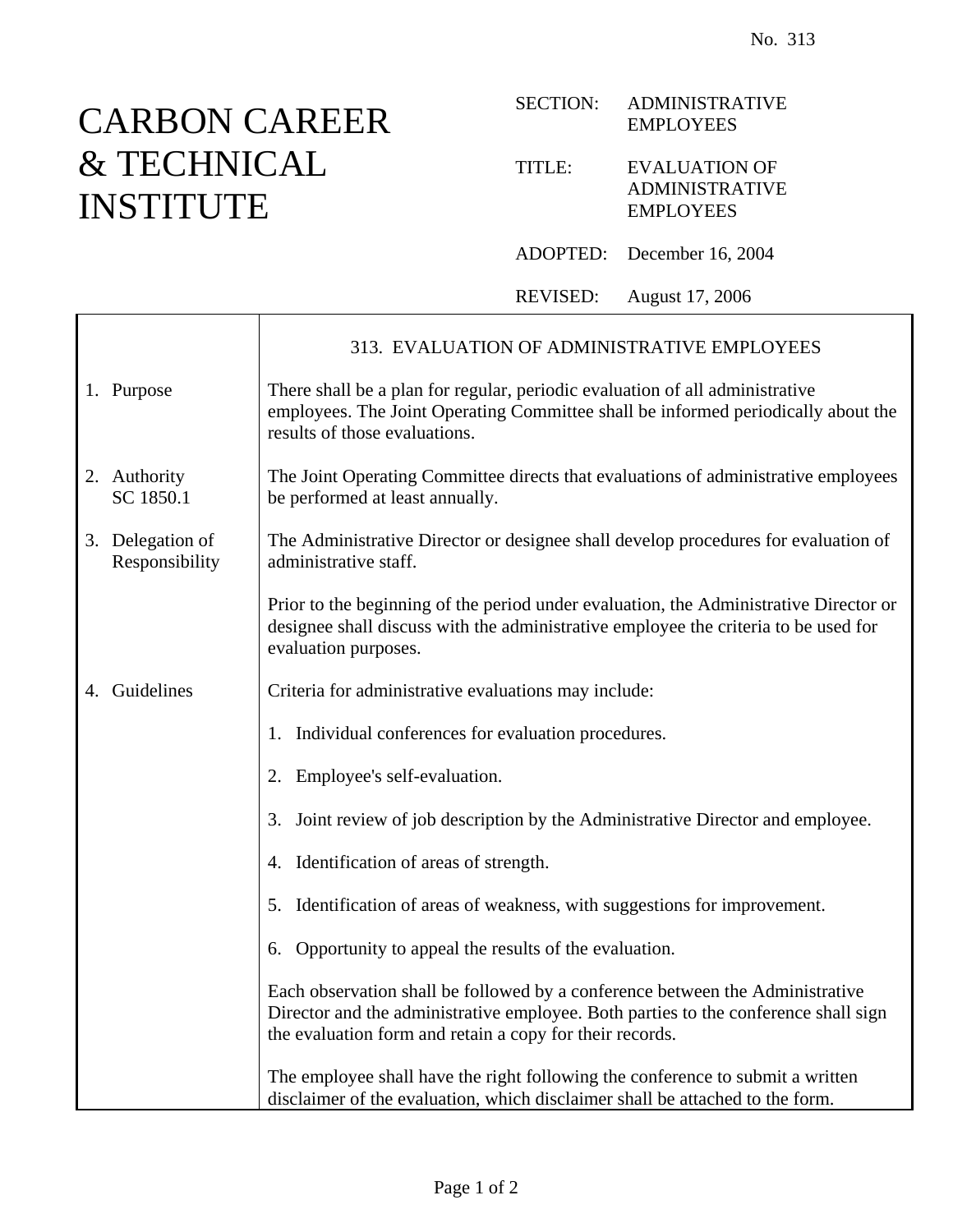No. 313

# CARBON CAREER & TECHNICAL INSTITUTE

SECTION: ADMINISTRATIVE EMPLOYEES

TITLE: EVALUATION OF ADMINISTRATIVE EMPLOYEES

ADOPTED: December 16, 2004

REVISED: August 17, 2006

## 313. EVALUATION OF ADMINISTRATIVE EMPLOYEES

**1. Purpose**

There shall be a plan for regular, periodic evaluation of all administrative employees. The Joint Operating Committee shall be informed periodically about the results of those evaluations.

**2. Authority**
SC 1850.1

The Joint Operating Committee directs that evaluations of administrative employees be performed at least annually.

**3. Delegation of Responsibility**

The Administrative Director or designee shall develop procedures for evaluation of administrative staff.

Prior to the beginning of the period under evaluation, the Administrative Director or designee shall discuss with the administrative employee the criteria to be used for evaluation purposes.

**4. Guidelines**

Criteria for administrative evaluations may include:

1. Individual conferences for evaluation procedures.

2. Employee's self-evaluation.

3. Joint review of job description by the Administrative Director and employee.

4. Identification of areas of strength.

5. Identification of areas of weakness, with suggestions for improvement.

6. Opportunity to appeal the results of the evaluation.

Each observation shall be followed by a conference between the Administrative Director and the administrative employee. Both parties to the conference shall sign the evaluation form and retain a copy for their records.

The employee shall have the right following the conference to submit a written disclaimer of the evaluation, which disclaimer shall be attached to the form.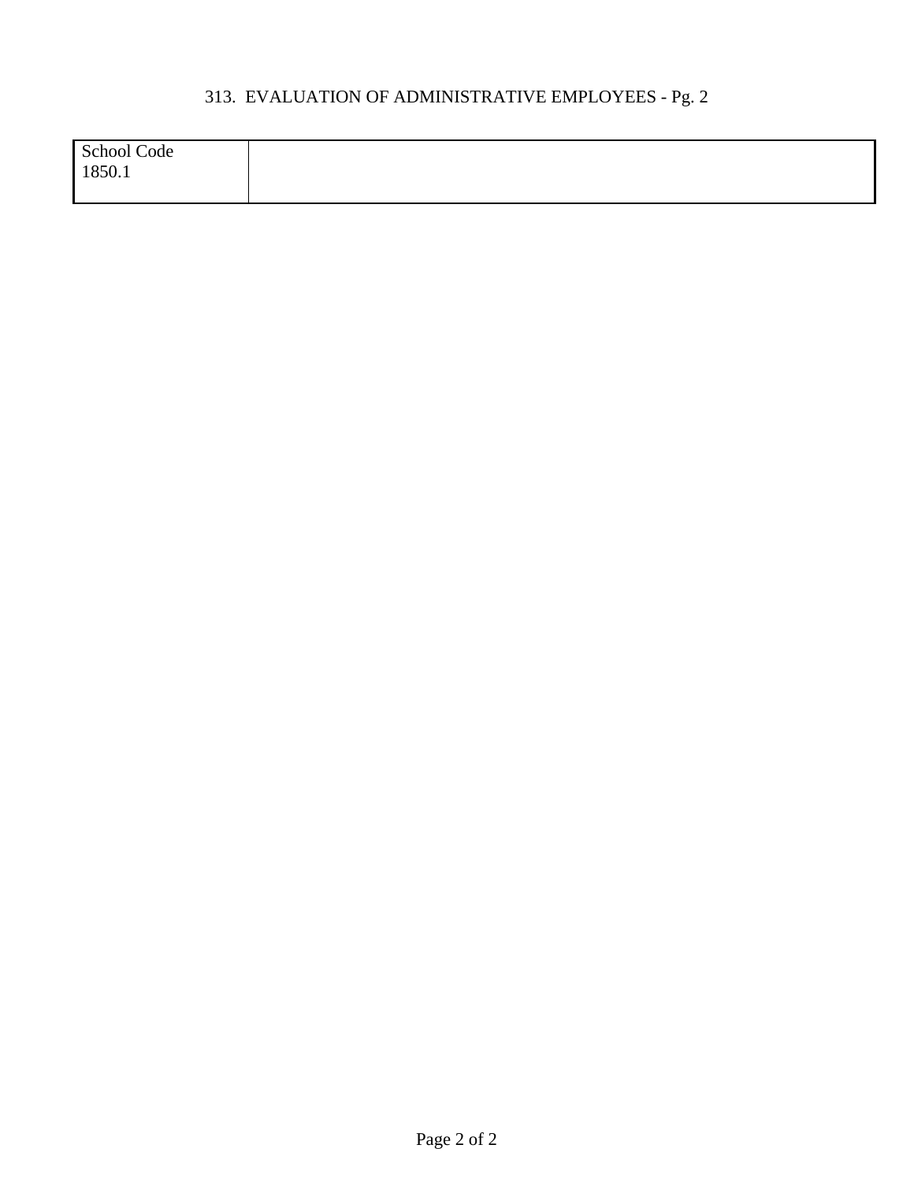# 313. EVALUATION OF ADMINISTRATIVE EMPLOYEES - Pg. 2

| | |
|---|---|
| School Code<br>1850.1 | |